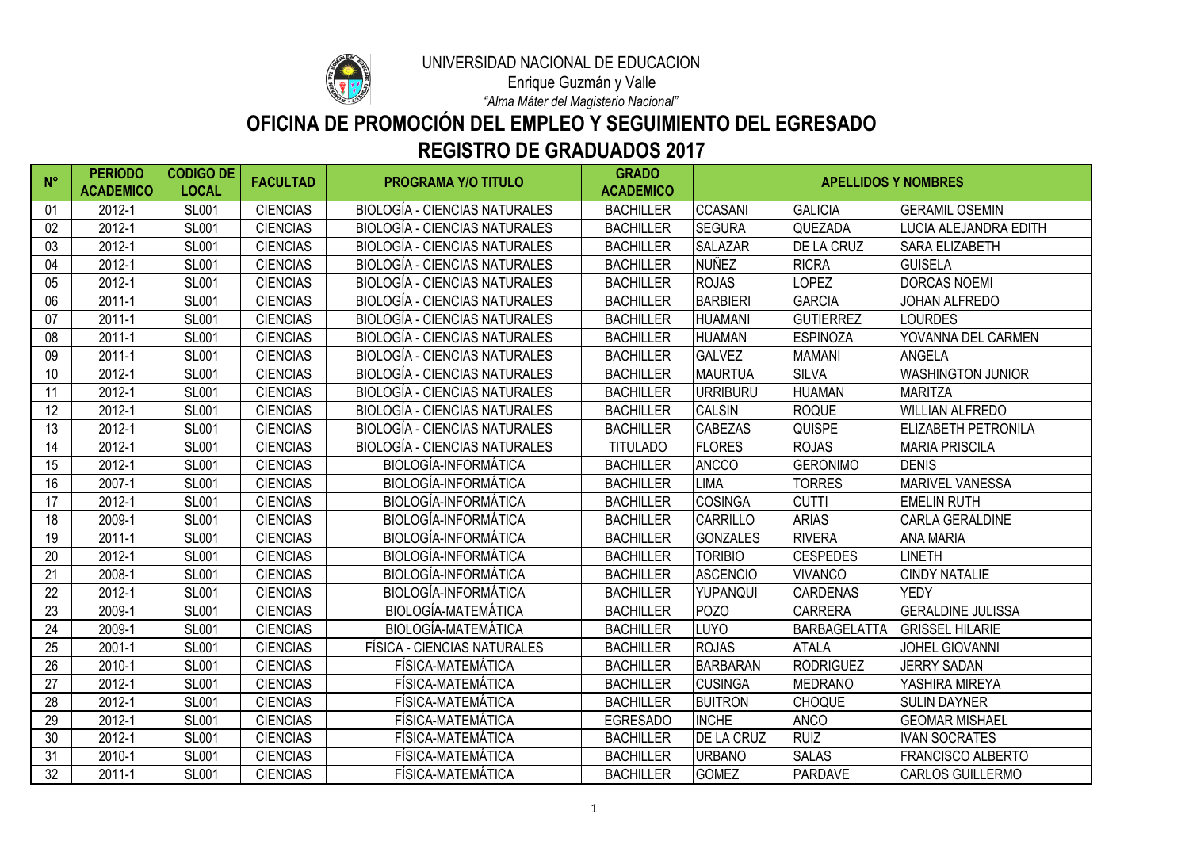UNIVERSIDAD NACIONAL DE EDUCACIÓN

Enrique Guzmán y Valle

*"Alma Máter del Magisterio Nacional"*

# OFICINA DE PROMOCIÓN DEL EMPLEO Y SEGUIMIENTO DEL EGRESADO

## REGISTRO DE GRADUADOS 2017

| N° | PERIODO ACADEMICO | CODIGO DE LOCAL | FACULTAD | PROGRAMA Y/O TITULO | GRADO ACADEMICO | APELLIDOS Y NOMBRES | | |
|---|---|---|---|---|---|---|---|---|
| 01 | 2012-1 | SL001 | CIENCIAS | BIOLOGÍA - CIENCIAS NATURALES | BACHILLER | CCASANI | GALICIA | GERAMIL OSEMIN |
| 02 | 2012-1 | SL001 | CIENCIAS | BIOLOGÍA - CIENCIAS NATURALES | BACHILLER | SEGURA | QUEZADA | LUCIA ALEJANDRA EDITH |
| 03 | 2012-1 | SL001 | CIENCIAS | BIOLOGÍA - CIENCIAS NATURALES | BACHILLER | SALAZAR | DE LA CRUZ | SARA ELIZABETH |
| 04 | 2012-1 | SL001 | CIENCIAS | BIOLOGÍA - CIENCIAS NATURALES | BACHILLER | NUÑEZ | RICRA | GUISELA |
| 05 | 2012-1 | SL001 | CIENCIAS | BIOLOGÍA - CIENCIAS NATURALES | BACHILLER | ROJAS | LOPEZ | DORCAS NOEMI |
| 06 | 2011-1 | SL001 | CIENCIAS | BIOLOGÍA - CIENCIAS NATURALES | BACHILLER | BARBIERI | GARCIA | JOHAN ALFREDO |
| 07 | 2011-1 | SL001 | CIENCIAS | BIOLOGÍA - CIENCIAS NATURALES | BACHILLER | HUAMANI | GUTIERREZ | LOURDES |
| 08 | 2011-1 | SL001 | CIENCIAS | BIOLOGÍA - CIENCIAS NATURALES | BACHILLER | HUAMAN | ESPINOZA | YOVANNA DEL CARMEN |
| 09 | 2011-1 | SL001 | CIENCIAS | BIOLOGÍA - CIENCIAS NATURALES | BACHILLER | GALVEZ | MAMANI | ANGELA |
| 10 | 2012-1 | SL001 | CIENCIAS | BIOLOGÍA - CIENCIAS NATURALES | BACHILLER | MAURTUA | SILVA | WASHINGTON JUNIOR |
| 11 | 2012-1 | SL001 | CIENCIAS | BIOLOGÍA - CIENCIAS NATURALES | BACHILLER | URRIBURU | HUAMAN | MARITZA |
| 12 | 2012-1 | SL001 | CIENCIAS | BIOLOGÍA - CIENCIAS NATURALES | BACHILLER | CALSIN | ROQUE | WILLIAN ALFREDO |
| 13 | 2012-1 | SL001 | CIENCIAS | BIOLOGÍA - CIENCIAS NATURALES | BACHILLER | CABEZAS | QUISPE | ELIZABETH PETRONILA |
| 14 | 2012-1 | SL001 | CIENCIAS | BIOLOGÍA - CIENCIAS NATURALES | TITULADO | FLORES | ROJAS | MARIA PRISCILA |
| 15 | 2012-1 | SL001 | CIENCIAS | BIOLOGÍA-INFORMÁTICA | BACHILLER | ANCCO | GERONIMO | DENIS |
| 16 | 2007-1 | SL001 | CIENCIAS | BIOLOGÍA-INFORMÁTICA | BACHILLER | LIMA | TORRES | MARIVEL VANESSA |
| 17 | 2012-1 | SL001 | CIENCIAS | BIOLOGÍA-INFORMÁTICA | BACHILLER | COSINGA | CUTTI | EMELIN RUTH |
| 18 | 2009-1 | SL001 | CIENCIAS | BIOLOGÍA-INFORMÁTICA | BACHILLER | CARRILLO | ARIAS | CARLA GERALDINE |
| 19 | 2011-1 | SL001 | CIENCIAS | BIOLOGÍA-INFORMÁTICA | BACHILLER | GONZALES | RIVERA | ANA MARIA |
| 20 | 2012-1 | SL001 | CIENCIAS | BIOLOGÍA-INFORMÁTICA | BACHILLER | TORIBIO | CESPEDES | LINETH |
| 21 | 2008-1 | SL001 | CIENCIAS | BIOLOGÍA-INFORMÁTICA | BACHILLER | ASCENCIO | VIVANCO | CINDY NATALIE |
| 22 | 2012-1 | SL001 | CIENCIAS | BIOLOGÍA-INFORMÁTICA | BACHILLER | YUPANQUI | CARDENAS | YEDY |
| 23 | 2009-1 | SL001 | CIENCIAS | BIOLOGÍA-MATEMÁTICA | BACHILLER | POZO | CARRERA | GERALDINE JULISSA |
| 24 | 2009-1 | SL001 | CIENCIAS | BIOLOGÍA-MATEMÁTICA | BACHILLER | LUYO | BARBAGELATTA | GRISSEL HILARIE |
| 25 | 2001-1 | SL001 | CIENCIAS | FÍSICA - CIENCIAS NATURALES | BACHILLER | ROJAS | ATALA | JOHEL GIOVANNI |
| 26 | 2010-1 | SL001 | CIENCIAS | FÍSICA-MATEMÁTICA | BACHILLER | BARBARAN | RODRIGUEZ | JERRY SADAN |
| 27 | 2012-1 | SL001 | CIENCIAS | FÍSICA-MATEMÁTICA | BACHILLER | CUSINGA | MEDRANO | YASHIRA MIREYA |
| 28 | 2012-1 | SL001 | CIENCIAS | FÍSICA-MATEMÁTICA | BACHILLER | BUITRON | CHOQUE | SULIN DAYNER |
| 29 | 2012-1 | SL001 | CIENCIAS | FÍSICA-MATEMÁTICA | EGRESADO | INCHE | ANCO | GEOMAR MISHAEL |
| 30 | 2012-1 | SL001 | CIENCIAS | FÍSICA-MATEMÁTICA | BACHILLER | DE LA CRUZ | RUIZ | IVAN SOCRATES |
| 31 | 2010-1 | SL001 | CIENCIAS | FÍSICA-MATEMÁTICA | BACHILLER | URBANO | SALAS | FRANCISCO ALBERTO |
| 32 | 2011-1 | SL001 | CIENCIAS | FÍSICA-MATEMÁTICA | BACHILLER | GOMEZ | PARDAVE | CARLOS GUILLERMO |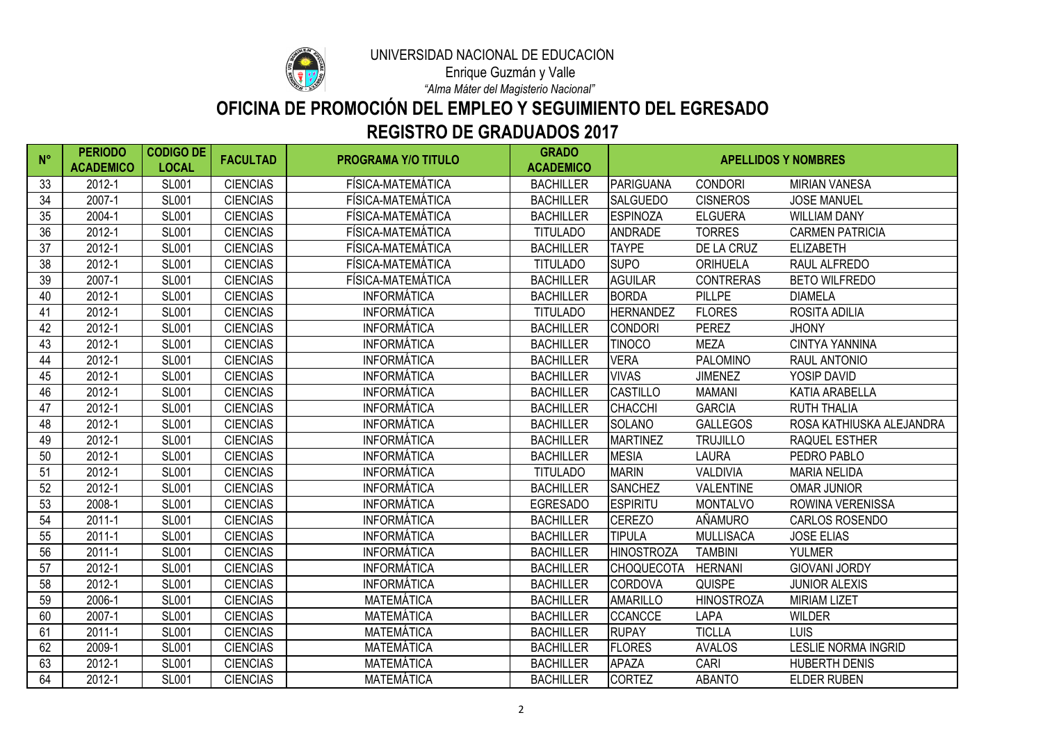UNIVERSIDAD NACIONAL DE EDUCACIÓN

Enrique Guzmán y Valle

*"Alma Máter del Magisterio Nacional"*

# OFICINA DE PROMOCIÓN DEL EMPLEO Y SEGUIMIENTO DEL EGRESADO

## REGISTRO DE GRADUADOS 2017

| N° | PERIODO ACADEMICO | CODIGO DE LOCAL | FACULTAD | PROGRAMA Y/O TITULO | GRADO ACADEMICO | APELLIDOS Y NOMBRES | | |
|---|---|---|---|---|---|---|---|---|
| 33 | 2012-1 | SL001 | CIENCIAS | FÍSICA-MATEMÁTICA | BACHILLER | PARIGUANA | CONDORI | MIRIAN VANESA |
| 34 | 2007-1 | SL001 | CIENCIAS | FÍSICA-MATEMÁTICA | BACHILLER | SALGUEDO | CISNEROS | JOSE MANUEL |
| 35 | 2004-1 | SL001 | CIENCIAS | FÍSICA-MATEMÁTICA | BACHILLER | ESPINOZA | ELGUERA | WILLIAM DANY |
| 36 | 2012-1 | SL001 | CIENCIAS | FÍSICA-MATEMÁTICA | TITULADO | ANDRADE | TORRES | CARMEN PATRICIA |
| 37 | 2012-1 | SL001 | CIENCIAS | FÍSICA-MATEMÁTICA | BACHILLER | TAYPE | DE LA CRUZ | ELIZABETH |
| 38 | 2012-1 | SL001 | CIENCIAS | FÍSICA-MATEMÁTICA | TITULADO | SUPO | ORIHUELA | RAUL ALFREDO |
| 39 | 2007-1 | SL001 | CIENCIAS | FÍSICA-MATEMÁTICA | BACHILLER | AGUILAR | CONTRERAS | BETO WILFREDO |
| 40 | 2012-1 | SL001 | CIENCIAS | INFORMÁTICA | BACHILLER | BORDA | PILLPE | DIAMELA |
| 41 | 2012-1 | SL001 | CIENCIAS | INFORMÁTICA | TITULADO | HERNANDEZ | FLORES | ROSITA ADILIA |
| 42 | 2012-1 | SL001 | CIENCIAS | INFORMÁTICA | BACHILLER | CONDORI | PEREZ | JHONY |
| 43 | 2012-1 | SL001 | CIENCIAS | INFORMÁTICA | BACHILLER | TINOCO | MEZA | CINTYA YANNINA |
| 44 | 2012-1 | SL001 | CIENCIAS | INFORMÁTICA | BACHILLER | VERA | PALOMINO | RAUL ANTONIO |
| 45 | 2012-1 | SL001 | CIENCIAS | INFORMÁTICA | BACHILLER | VIVAS | JIMENEZ | YOSIP DAVID |
| 46 | 2012-1 | SL001 | CIENCIAS | INFORMÁTICA | BACHILLER | CASTILLO | MAMANI | KATIA ARABELLA |
| 47 | 2012-1 | SL001 | CIENCIAS | INFORMÁTICA | BACHILLER | CHACCHI | GARCIA | RUTH THALIA |
| 48 | 2012-1 | SL001 | CIENCIAS | INFORMÁTICA | BACHILLER | SOLANO | GALLEGOS | ROSA KATHIUSKA ALEJANDRA |
| 49 | 2012-1 | SL001 | CIENCIAS | INFORMÁTICA | BACHILLER | MARTINEZ | TRUJILLO | RAQUEL ESTHER |
| 50 | 2012-1 | SL001 | CIENCIAS | INFORMÁTICA | BACHILLER | MESIA | LAURA | PEDRO PABLO |
| 51 | 2012-1 | SL001 | CIENCIAS | INFORMÁTICA | TITULADO | MARIN | VALDIVIA | MARIA NELIDA |
| 52 | 2012-1 | SL001 | CIENCIAS | INFORMÁTICA | BACHILLER | SANCHEZ | VALENTINE | OMAR JUNIOR |
| 53 | 2008-1 | SL001 | CIENCIAS | INFORMÁTICA | EGRESADO | ESPIRITU | MONTALVO | ROWINA VERENISSA |
| 54 | 2011-1 | SL001 | CIENCIAS | INFORMÁTICA | BACHILLER | CEREZO | AÑAMURO | CARLOS ROSENDO |
| 55 | 2011-1 | SL001 | CIENCIAS | INFORMÁTICA | BACHILLER | TIPULA | MULLISACA | JOSE ELIAS |
| 56 | 2011-1 | SL001 | CIENCIAS | INFORMÁTICA | BACHILLER | HINOSTROZA | TAMBINI | YULMER |
| 57 | 2012-1 | SL001 | CIENCIAS | INFORMÁTICA | BACHILLER | CHOQUECOTA | HERNANI | GIOVANI JORDY |
| 58 | 2012-1 | SL001 | CIENCIAS | INFORMÁTICA | BACHILLER | CORDOVA | QUISPE | JUNIOR ALEXIS |
| 59 | 2006-1 | SL001 | CIENCIAS | MATEMÁTICA | BACHILLER | AMARILLO | HINOSTROZA | MIRIAM LIZET |
| 60 | 2007-1 | SL001 | CIENCIAS | MATEMÁTICA | BACHILLER | CCANCCE | LAPA | WILDER |
| 61 | 2011-1 | SL001 | CIENCIAS | MATEMÁTICA | BACHILLER | RUPAY | TICLLA | LUIS |
| 62 | 2009-1 | SL001 | CIENCIAS | MATEMÁTICA | BACHILLER | FLORES | AVALOS | LESLIE NORMA INGRID |
| 63 | 2012-1 | SL001 | CIENCIAS | MATEMÁTICA | BACHILLER | APAZA | CARI | HUBERTH DENIS |
| 64 | 2012-1 | SL001 | CIENCIAS | MATEMÁTICA | BACHILLER | CORTEZ | ABANTO | ELDER RUBEN |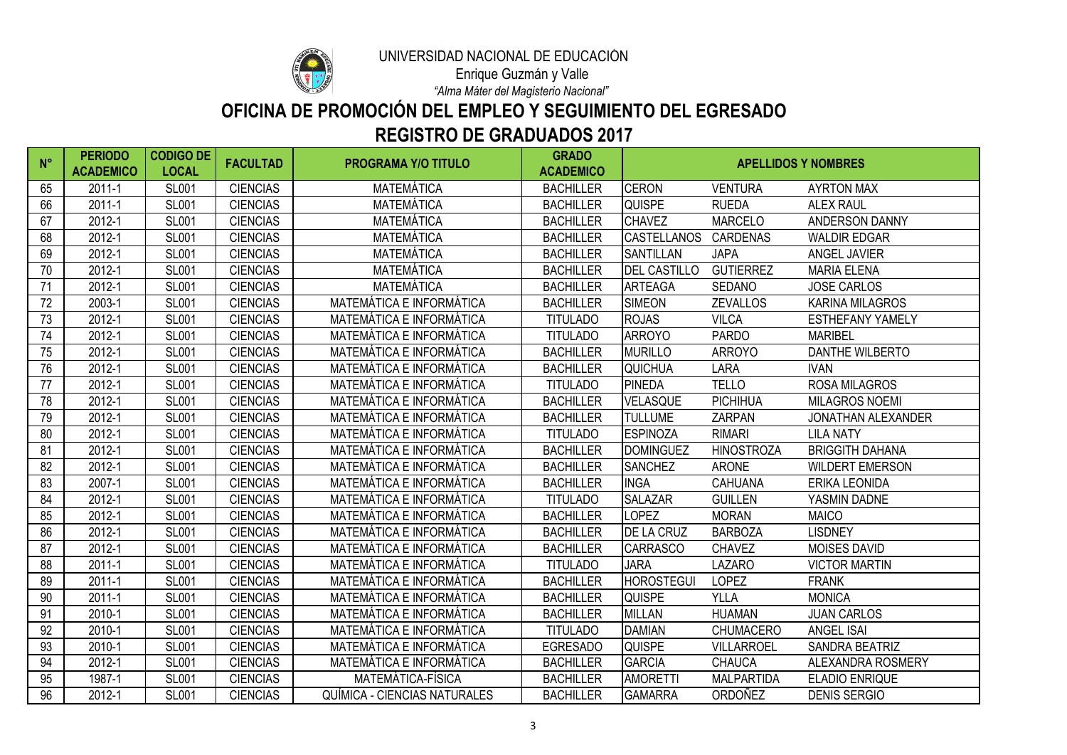UNIVERSIDAD NACIONAL DE EDUCACIÓN

Enrique Guzmán y Valle

*"Alma Máter del Magisterio Nacional"*

# OFICINA DE PROMOCIÓN DEL EMPLEO Y SEGUIMIENTO DEL EGRESADO

## REGISTRO DE GRADUADOS 2017

| N° | PERIODO ACADEMICO | CODIGO DE LOCAL | FACULTAD | PROGRAMA Y/O TITULO | GRADO ACADEMICO | APELLIDOS Y NOMBRES | | |
|---|---|---|---|---|---|---|---|---|
| 65 | 2011-1 | SL001 | CIENCIAS | MATEMÁTICA | BACHILLER | CERON | VENTURA | AYRTON MAX |
| 66 | 2011-1 | SL001 | CIENCIAS | MATEMÁTICA | BACHILLER | QUISPE | RUEDA | ALEX RAUL |
| 67 | 2012-1 | SL001 | CIENCIAS | MATEMÁTICA | BACHILLER | CHAVEZ | MARCELO | ANDERSON DANNY |
| 68 | 2012-1 | SL001 | CIENCIAS | MATEMÁTICA | BACHILLER | CASTELLANOS | CARDENAS | WALDIR EDGAR |
| 69 | 2012-1 | SL001 | CIENCIAS | MATEMÁTICA | BACHILLER | SANTILLAN | JAPA | ANGEL JAVIER |
| 70 | 2012-1 | SL001 | CIENCIAS | MATEMÁTICA | BACHILLER | DEL CASTILLO | GUTIERREZ | MARIA ELENA |
| 71 | 2012-1 | SL001 | CIENCIAS | MATEMÁTICA | BACHILLER | ARTEAGA | SEDANO | JOSE CARLOS |
| 72 | 2003-1 | SL001 | CIENCIAS | MATEMÁTICA E INFORMÁTICA | BACHILLER | SIMEON | ZEVALLOS | KARINA MILAGROS |
| 73 | 2012-1 | SL001 | CIENCIAS | MATEMÁTICA E INFORMÁTICA | TITULADO | ROJAS | VILCA | ESTHEFANY YAMELY |
| 74 | 2012-1 | SL001 | CIENCIAS | MATEMÁTICA E INFORMÁTICA | TITULADO | ARROYO | PARDO | MARIBEL |
| 75 | 2012-1 | SL001 | CIENCIAS | MATEMÁTICA E INFORMÁTICA | BACHILLER | MURILLO | ARROYO | DANTHE WILBERTO |
| 76 | 2012-1 | SL001 | CIENCIAS | MATEMÁTICA E INFORMÁTICA | BACHILLER | QUICHUA | LARA | IVAN |
| 77 | 2012-1 | SL001 | CIENCIAS | MATEMÁTICA E INFORMÁTICA | TITULADO | PINEDA | TELLO | ROSA MILAGROS |
| 78 | 2012-1 | SL001 | CIENCIAS | MATEMÁTICA E INFORMÁTICA | BACHILLER | VELASQUE | PICHIHUA | MILAGROS NOEMI |
| 79 | 2012-1 | SL001 | CIENCIAS | MATEMÁTICA E INFORMÁTICA | BACHILLER | TULLUME | ZARPAN | JONATHAN ALEXANDER |
| 80 | 2012-1 | SL001 | CIENCIAS | MATEMÁTICA E INFORMÁTICA | TITULADO | ESPINOZA | RIMARI | LILA NATY |
| 81 | 2012-1 | SL001 | CIENCIAS | MATEMÁTICA E INFORMÁTICA | BACHILLER | DOMINGUEZ | HINOSTROZA | BRIGGITH DAHANA |
| 82 | 2012-1 | SL001 | CIENCIAS | MATEMÁTICA E INFORMÁTICA | BACHILLER | SANCHEZ | ARONE | WILDERT EMERSON |
| 83 | 2007-1 | SL001 | CIENCIAS | MATEMÁTICA E INFORMÁTICA | BACHILLER | INGA | CAHUANA | ERIKA LEONIDA |
| 84 | 2012-1 | SL001 | CIENCIAS | MATEMÁTICA E INFORMÁTICA | TITULADO | SALAZAR | GUILLEN | YASMIN DADNE |
| 85 | 2012-1 | SL001 | CIENCIAS | MATEMÁTICA E INFORMÁTICA | BACHILLER | LOPEZ | MORAN | MAICO |
| 86 | 2012-1 | SL001 | CIENCIAS | MATEMÁTICA E INFORMÁTICA | BACHILLER | DE LA CRUZ | BARBOZA | LISDNEY |
| 87 | 2012-1 | SL001 | CIENCIAS | MATEMÁTICA E INFORMÁTICA | BACHILLER | CARRASCO | CHAVEZ | MOISES DAVID |
| 88 | 2011-1 | SL001 | CIENCIAS | MATEMÁTICA E INFORMÁTICA | TITULADO | JARA | LAZARO | VICTOR MARTIN |
| 89 | 2011-1 | SL001 | CIENCIAS | MATEMÁTICA E INFORMÁTICA | BACHILLER | HOROSTEGUI | LOPEZ | FRANK |
| 90 | 2011-1 | SL001 | CIENCIAS | MATEMÁTICA E INFORMÁTICA | BACHILLER | QUISPE | YLLA | MONICA |
| 91 | 2010-1 | SL001 | CIENCIAS | MATEMÁTICA E INFORMÁTICA | BACHILLER | MILLAN | HUAMAN | JUAN CARLOS |
| 92 | 2010-1 | SL001 | CIENCIAS | MATEMÁTICA E INFORMÁTICA | TITULADO | DAMIAN | CHUMACERO | ANGEL ISAI |
| 93 | 2010-1 | SL001 | CIENCIAS | MATEMÁTICA E INFORMÁTICA | EGRESADO | QUISPE | VILLARROEL | SANDRA BEATRIZ |
| 94 | 2012-1 | SL001 | CIENCIAS | MATEMÁTICA E INFORMÁTICA | BACHILLER | GARCIA | CHAUCA | ALEXANDRA ROSMERY |
| 95 | 1987-1 | SL001 | CIENCIAS | MATEMÁTICA-FÍSICA | BACHILLER | AMORETTI | MALPARTIDA | ELADIO ENRIQUE |
| 96 | 2012-1 | SL001 | CIENCIAS | QUÍMICA - CIENCIAS NATURALES | BACHILLER | GAMARRA | ORDOÑEZ | DENIS SERGIO |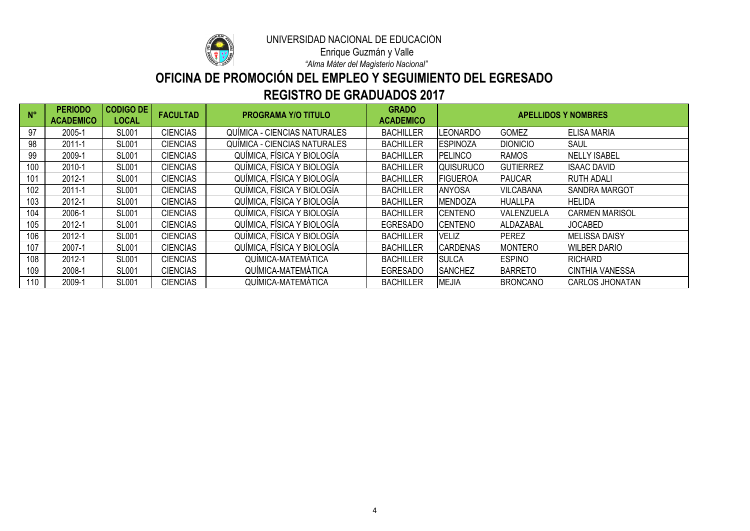UNIVERSIDAD NACIONAL DE EDUCACIÓN

Enrique Guzmán y Valle

*"Alma Máter del Magisterio Nacional"*

# OFICINA DE PROMOCIÓN DEL EMPLEO Y SEGUIMIENTO DEL EGRESADO

## REGISTRO DE GRADUADOS 2017

| N° | PERIODO ACADEMICO | CODIGO DE LOCAL | FACULTAD | PROGRAMA Y/O TITULO | GRADO ACADEMICO | APELLIDOS Y NOMBRES | | |
|---|---|---|---|---|---|---|---|---|
| 97 | 2005-1 | SL001 | CIENCIAS | QUÍMICA - CIENCIAS NATURALES | BACHILLER | LEONARDO | GOMEZ | ELISA MARIA |
| 98 | 2011-1 | SL001 | CIENCIAS | QUÍMICA - CIENCIAS NATURALES | BACHILLER | ESPINOZA | DIONICIO | SAUL |
| 99 | 2009-1 | SL001 | CIENCIAS | QUÍMICA, FÍSICA Y BIOLOGÍA | BACHILLER | PELINCO | RAMOS | NELLY ISABEL |
| 100 | 2010-1 | SL001 | CIENCIAS | QUÍMICA, FÍSICA Y BIOLOGÍA | BACHILLER | QUISURUCO | GUTIERREZ | ISAAC DAVID |
| 101 | 2012-1 | SL001 | CIENCIAS | QUÍMICA, FÍSICA Y BIOLOGÍA | BACHILLER | FIGUEROA | PAUCAR | RUTH ADALI |
| 102 | 2011-1 | SL001 | CIENCIAS | QUÍMICA, FÍSICA Y BIOLOGÍA | BACHILLER | ANYOSA | VILCABANA | SANDRA MARGOT |
| 103 | 2012-1 | SL001 | CIENCIAS | QUÍMICA, FÍSICA Y BIOLOGÍA | BACHILLER | MENDOZA | HUALLPA | HELIDA |
| 104 | 2006-1 | SL001 | CIENCIAS | QUÍMICA, FÍSICA Y BIOLOGÍA | BACHILLER | CENTENO | VALENZUELA | CARMEN MARISOL |
| 105 | 2012-1 | SL001 | CIENCIAS | QUÍMICA, FÍSICA Y BIOLOGÍA | EGRESADO | CENTENO | ALDAZABAL | JOCABED |
| 106 | 2012-1 | SL001 | CIENCIAS | QUÍMICA, FÍSICA Y BIOLOGÍA | BACHILLER | VELIZ | PEREZ | MELISSA DAISY |
| 107 | 2007-1 | SL001 | CIENCIAS | QUÍMICA, FÍSICA Y BIOLOGÍA | BACHILLER | CARDENAS | MONTERO | WILBER DARIO |
| 108 | 2012-1 | SL001 | CIENCIAS | QUÍMICA-MATEMÁTICA | BACHILLER | SULCA | ESPINO | RICHARD |
| 109 | 2008-1 | SL001 | CIENCIAS | QUÍMICA-MATEMÁTICA | EGRESADO | SANCHEZ | BARRETO | CINTHIA VANESSA |
| 110 | 2009-1 | SL001 | CIENCIAS | QUÍMICA-MATEMÁTICA | BACHILLER | MEJIA | BRONCANO | CARLOS JHONATAN |